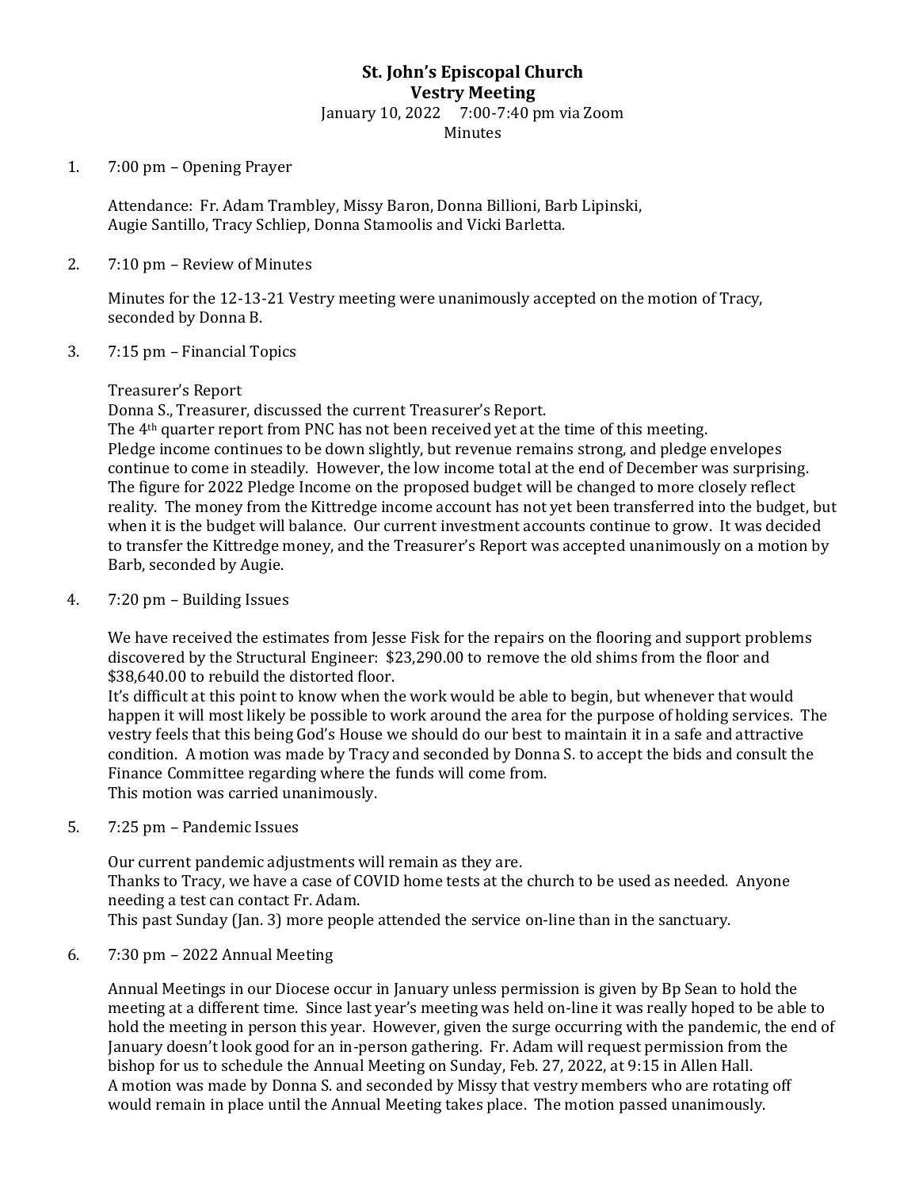# St. John's Episcopal Church
## Vestry Meeting

January 10, 2022     7:00-7:40 pm via Zoom

Minutes

1. 7:00 pm – Opening Prayer

   Attendance: Fr. Adam Trambley, Missy Baron, Donna Billioni, Barb Lipinski, Augie Santillo, Tracy Schliep, Donna Stamoolis and Vicki Barletta.

2. 7:10 pm – Review of Minutes

   Minutes for the 12-13-21 Vestry meeting were unanimously accepted on the motion of Tracy, seconded by Donna B.

3. 7:15 pm – Financial Topics

   Treasurer's Report
   Donna S., Treasurer, discussed the current Treasurer's Report.
   The 4th quarter report from PNC has not been received yet at the time of this meeting.
   Pledge income continues to be down slightly, but revenue remains strong, and pledge envelopes continue to come in steadily. However, the low income total at the end of December was surprising. The figure for 2022 Pledge Income on the proposed budget will be changed to more closely reflect reality. The money from the Kittredge income account has not yet been transferred into the budget, but when it is the budget will balance. Our current investment accounts continue to grow. It was decided to transfer the Kittredge money, and the Treasurer's Report was accepted unanimously on a motion by Barb, seconded by Augie.

4. 7:20 pm – Building Issues

   We have received the estimates from Jesse Fisk for the repairs on the flooring and support problems discovered by the Structural Engineer: $23,290.00 to remove the old shims from the floor and $38,640.00 to rebuild the distorted floor.
   It's difficult at this point to know when the work would be able to begin, but whenever that would happen it will most likely be possible to work around the area for the purpose of holding services. The vestry feels that this being God's House we should do our best to maintain it in a safe and attractive condition. A motion was made by Tracy and seconded by Donna S. to accept the bids and consult the Finance Committee regarding where the funds will come from.
   This motion was carried unanimously.

5. 7:25 pm – Pandemic Issues

   Our current pandemic adjustments will remain as they are.
   Thanks to Tracy, we have a case of COVID home tests at the church to be used as needed. Anyone needing a test can contact Fr. Adam.
   This past Sunday (Jan. 3) more people attended the service on-line than in the sanctuary.

6. 7:30 pm – 2022 Annual Meeting

   Annual Meetings in our Diocese occur in January unless permission is given by Bp Sean to hold the meeting at a different time. Since last year's meeting was held on-line it was really hoped to be able to hold the meeting in person this year. However, given the surge occurring with the pandemic, the end of January doesn't look good for an in-person gathering. Fr. Adam will request permission from the bishop for us to schedule the Annual Meeting on Sunday, Feb. 27, 2022, at 9:15 in Allen Hall.
   A motion was made by Donna S. and seconded by Missy that vestry members who are rotating off would remain in place until the Annual Meeting takes place. The motion passed unanimously.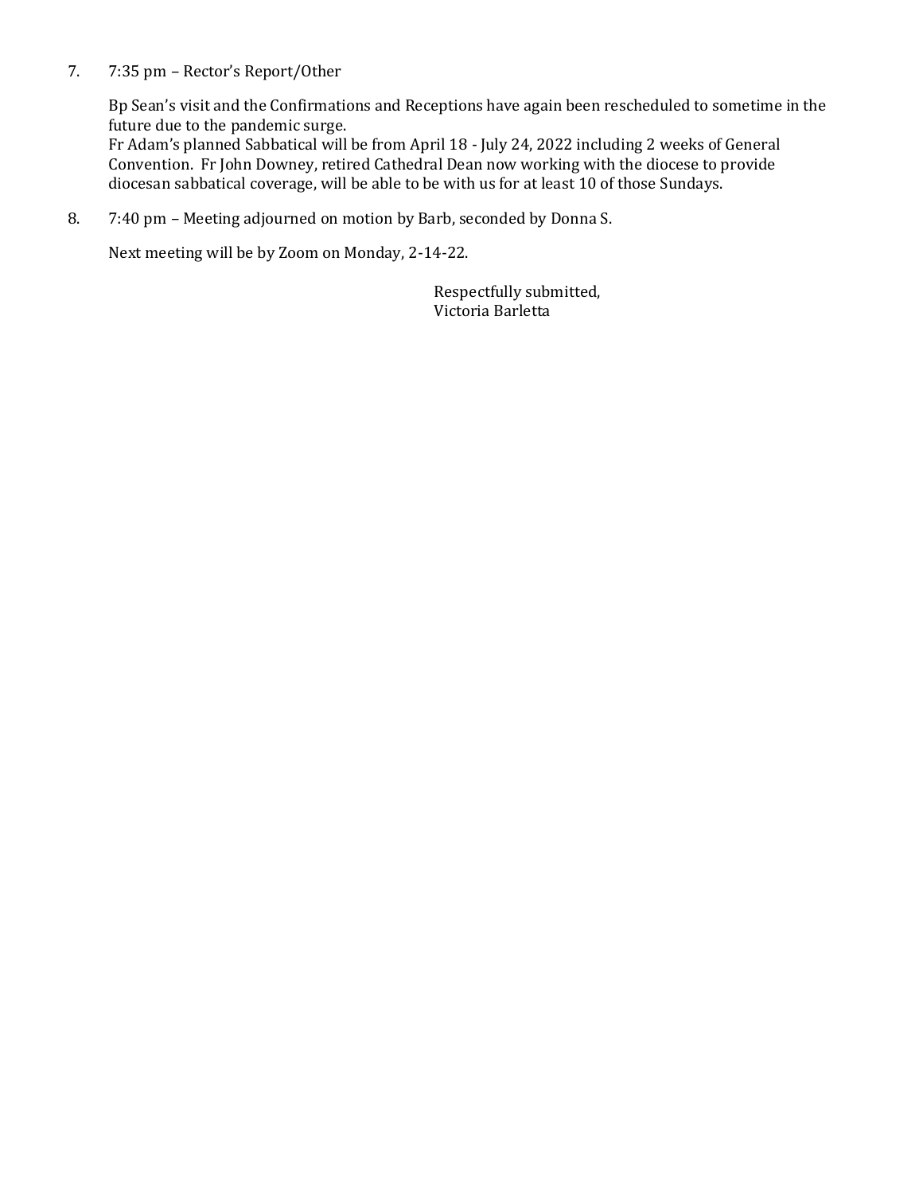7. 7:35 pm – Rector's Report/Other

   Bp Sean's visit and the Confirmations and Receptions have again been rescheduled to sometime in the future due to the pandemic surge.
   Fr Adam's planned Sabbatical will be from April 18 - July 24, 2022 including 2 weeks of General Convention. Fr John Downey, retired Cathedral Dean now working with the diocese to provide diocesan sabbatical coverage, will be able to be with us for at least 10 of those Sundays.

8. 7:40 pm – Meeting adjourned on motion by Barb, seconded by Donna S.

   Next meeting will be by Zoom on Monday, 2-14-22.

Respectfully submitted,
Victoria Barletta